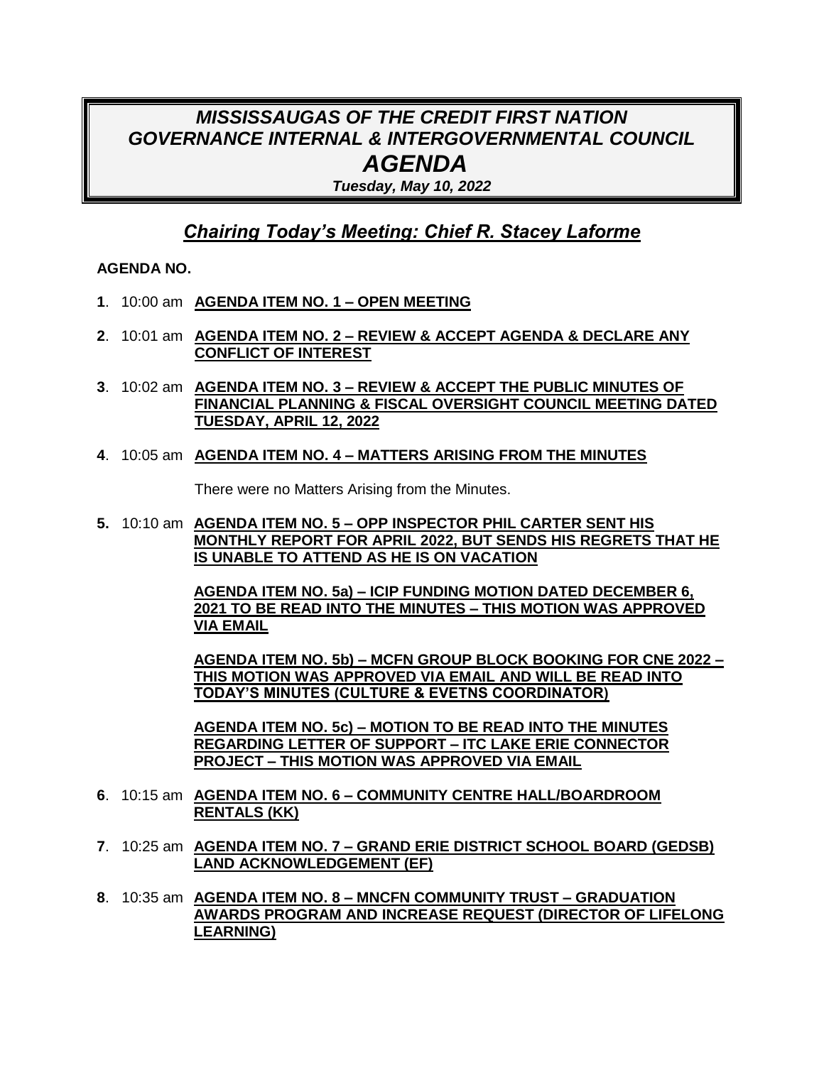# *MISSISSAUGAS OF THE CREDIT FIRST NATION GOVERNANCE INTERNAL & INTERGOVERNMENTAL COUNCIL AGENDA*

***Tuesday, May 10, 2022***

## ***Chairing Today's Meeting: Chief R. Stacey Laforme***

**AGENDA NO.**

**1**. 10:00 am **AGENDA ITEM NO. 1 – OPEN MEETING**

**2**. 10:01 am **AGENDA ITEM NO. 2 – REVIEW & ACCEPT AGENDA & DECLARE ANY CONFLICT OF INTEREST**

**3**. 10:02 am **AGENDA ITEM NO. 3 – REVIEW & ACCEPT THE PUBLIC MINUTES OF FINANCIAL PLANNING & FISCAL OVERSIGHT COUNCIL MEETING DATED TUESDAY, APRIL 12, 2022**

**4**. 10:05 am **AGENDA ITEM NO. 4 – MATTERS ARISING FROM THE MINUTES**

There were no Matters Arising from the Minutes.

**5.** 10:10 am **AGENDA ITEM NO. 5 – OPP INSPECTOR PHIL CARTER SENT HIS MONTHLY REPORT FOR APRIL 2022, BUT SENDS HIS REGRETS THAT HE IS UNABLE TO ATTEND AS HE IS ON VACATION**

**AGENDA ITEM NO. 5a) – ICIP FUNDING MOTION DATED DECEMBER 6, 2021 TO BE READ INTO THE MINUTES – THIS MOTION WAS APPROVED VIA EMAIL**

**AGENDA ITEM NO. 5b) – MCFN GROUP BLOCK BOOKING FOR CNE 2022 – THIS MOTION WAS APPROVED VIA EMAIL AND WILL BE READ INTO TODAY'S MINUTES (CULTURE & EVETNS COORDINATOR)**

**AGENDA ITEM NO. 5c) – MOTION TO BE READ INTO THE MINUTES REGARDING LETTER OF SUPPORT – ITC LAKE ERIE CONNECTOR PROJECT – THIS MOTION WAS APPROVED VIA EMAIL**

**6**. 10:15 am **AGENDA ITEM NO. 6 – COMMUNITY CENTRE HALL/BOARDROOM RENTALS (KK)**

**7**. 10:25 am **AGENDA ITEM NO. 7 – GRAND ERIE DISTRICT SCHOOL BOARD (GEDSB) LAND ACKNOWLEDGEMENT (EF)**

**8**. 10:35 am **AGENDA ITEM NO. 8 – MNCFN COMMUNITY TRUST – GRADUATION AWARDS PROGRAM AND INCREASE REQUEST (DIRECTOR OF LIFELONG LEARNING)**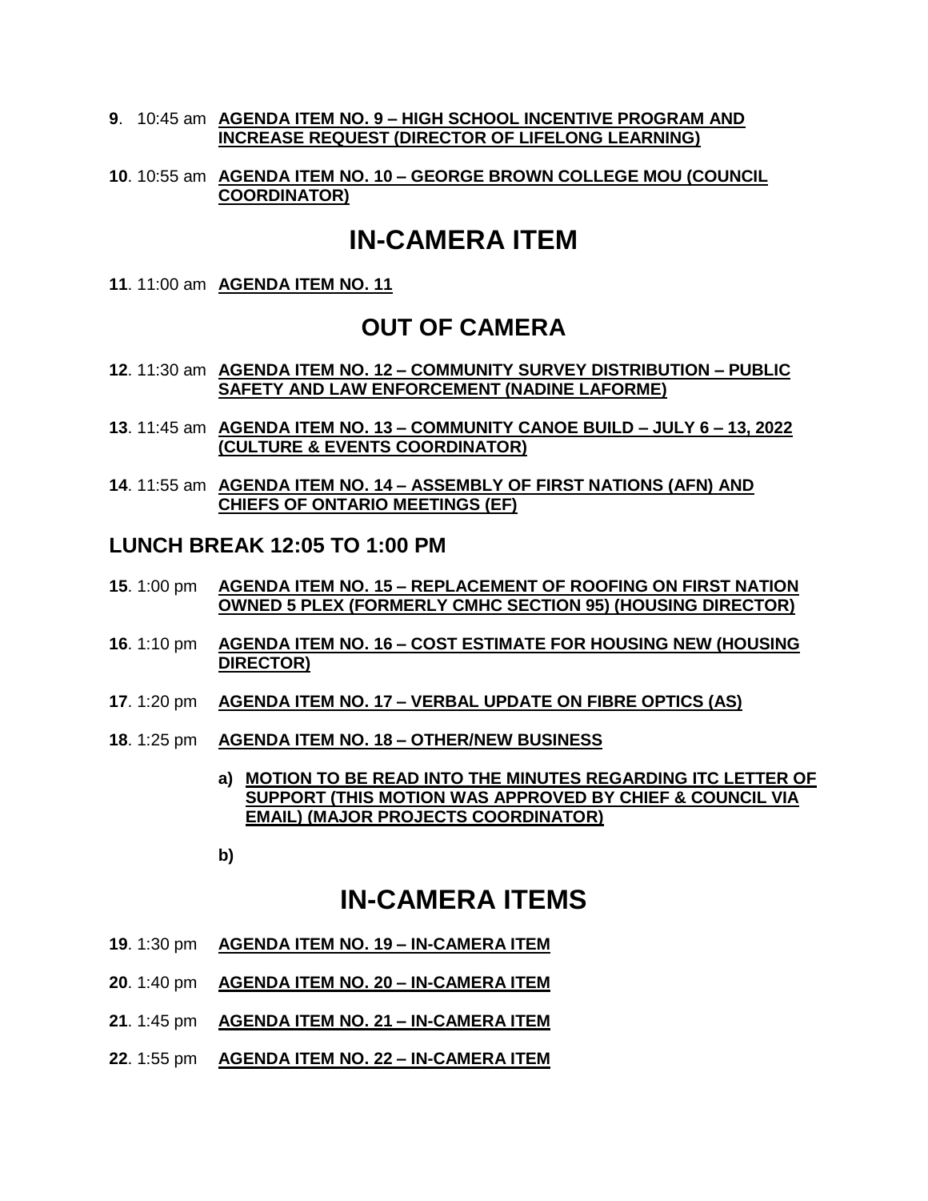**9**. 10:45 am **AGENDA ITEM NO. 9 – HIGH SCHOOL INCENTIVE PROGRAM AND INCREASE REQUEST (DIRECTOR OF LIFELONG LEARNING)**

**10**. 10:55 am **AGENDA ITEM NO. 10 – GEORGE BROWN COLLEGE MOU (COUNCIL COORDINATOR)**

# IN-CAMERA ITEM

**11**. 11:00 am **AGENDA ITEM NO. 11**

## OUT OF CAMERA

**12**. 11:30 am **AGENDA ITEM NO. 12 – COMMUNITY SURVEY DISTRIBUTION – PUBLIC SAFETY AND LAW ENFORCEMENT (NADINE LAFORME)**

**13**. 11:45 am **AGENDA ITEM NO. 13 – COMMUNITY CANOE BUILD – JULY 6 – 13, 2022 (CULTURE & EVENTS COORDINATOR)**

**14**. 11:55 am **AGENDA ITEM NO. 14 – ASSEMBLY OF FIRST NATIONS (AFN) AND CHIEFS OF ONTARIO MEETINGS (EF)**

### LUNCH BREAK 12:05 TO 1:00 PM

**15**. 1:00 pm **AGENDA ITEM NO. 15 – REPLACEMENT OF ROOFING ON FIRST NATION OWNED 5 PLEX (FORMERLY CMHC SECTION 95) (HOUSING DIRECTOR)**

**16**. 1:10 pm **AGENDA ITEM NO. 16 – COST ESTIMATE FOR HOUSING NEW (HOUSING DIRECTOR)**

**17**. 1:20 pm **AGENDA ITEM NO. 17 – VERBAL UPDATE ON FIBRE OPTICS (AS)**

**18**. 1:25 pm **AGENDA ITEM NO. 18 – OTHER/NEW BUSINESS**

- **a) MOTION TO BE READ INTO THE MINUTES REGARDING ITC LETTER OF SUPPORT (THIS MOTION WAS APPROVED BY CHIEF & COUNCIL VIA EMAIL) (MAJOR PROJECTS COORDINATOR)**
- **b)**

# IN-CAMERA ITEMS

**19**. 1:30 pm **AGENDA ITEM NO. 19 – IN-CAMERA ITEM**

**20**. 1:40 pm **AGENDA ITEM NO. 20 – IN-CAMERA ITEM**

**21**. 1:45 pm **AGENDA ITEM NO. 21 – IN-CAMERA ITEM**

**22**. 1:55 pm **AGENDA ITEM NO. 22 – IN-CAMERA ITEM**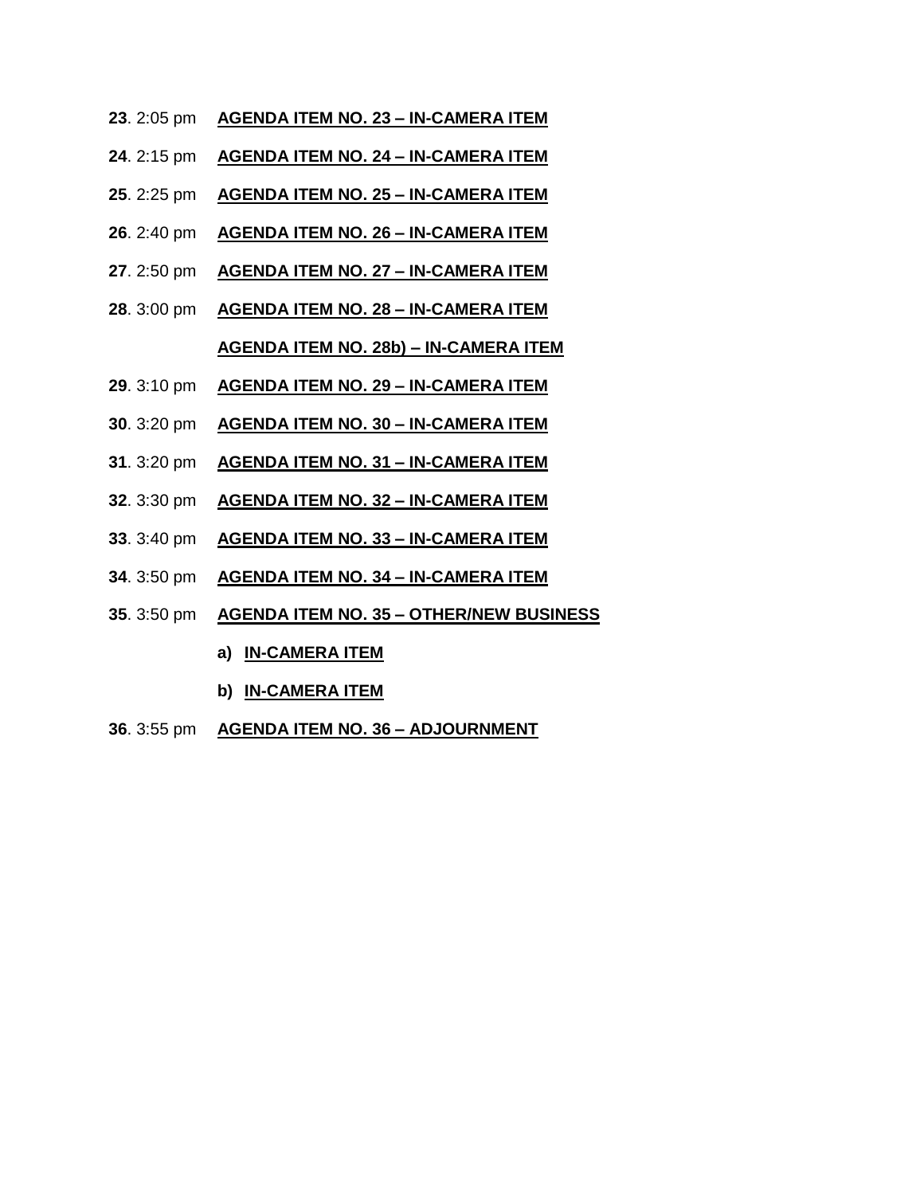**23**. 2:05 pm **AGENDA ITEM NO. 23 – IN-CAMERA ITEM**

**24**. 2:15 pm **AGENDA ITEM NO. 24 – IN-CAMERA ITEM**

**25**. 2:25 pm **AGENDA ITEM NO. 25 – IN-CAMERA ITEM**

**26**. 2:40 pm **AGENDA ITEM NO. 26 – IN-CAMERA ITEM**

**27**. 2:50 pm **AGENDA ITEM NO. 27 – IN-CAMERA ITEM**

**28**. 3:00 pm **AGENDA ITEM NO. 28 – IN-CAMERA ITEM**

**AGENDA ITEM NO. 28b) – IN-CAMERA ITEM**

**29**. 3:10 pm **AGENDA ITEM NO. 29 – IN-CAMERA ITEM**

**30**. 3:20 pm **AGENDA ITEM NO. 30 – IN-CAMERA ITEM**

**31**. 3:20 pm **AGENDA ITEM NO. 31 – IN-CAMERA ITEM**

**32**. 3:30 pm **AGENDA ITEM NO. 32 – IN-CAMERA ITEM**

**33**. 3:40 pm **AGENDA ITEM NO. 33 – IN-CAMERA ITEM**

**34**. 3:50 pm **AGENDA ITEM NO. 34 – IN-CAMERA ITEM**

**35**. 3:50 pm **AGENDA ITEM NO. 35 – OTHER/NEW BUSINESS**

**a) IN-CAMERA ITEM**

**b) IN-CAMERA ITEM**

**36**. 3:55 pm **AGENDA ITEM NO. 36 – ADJOURNMENT**